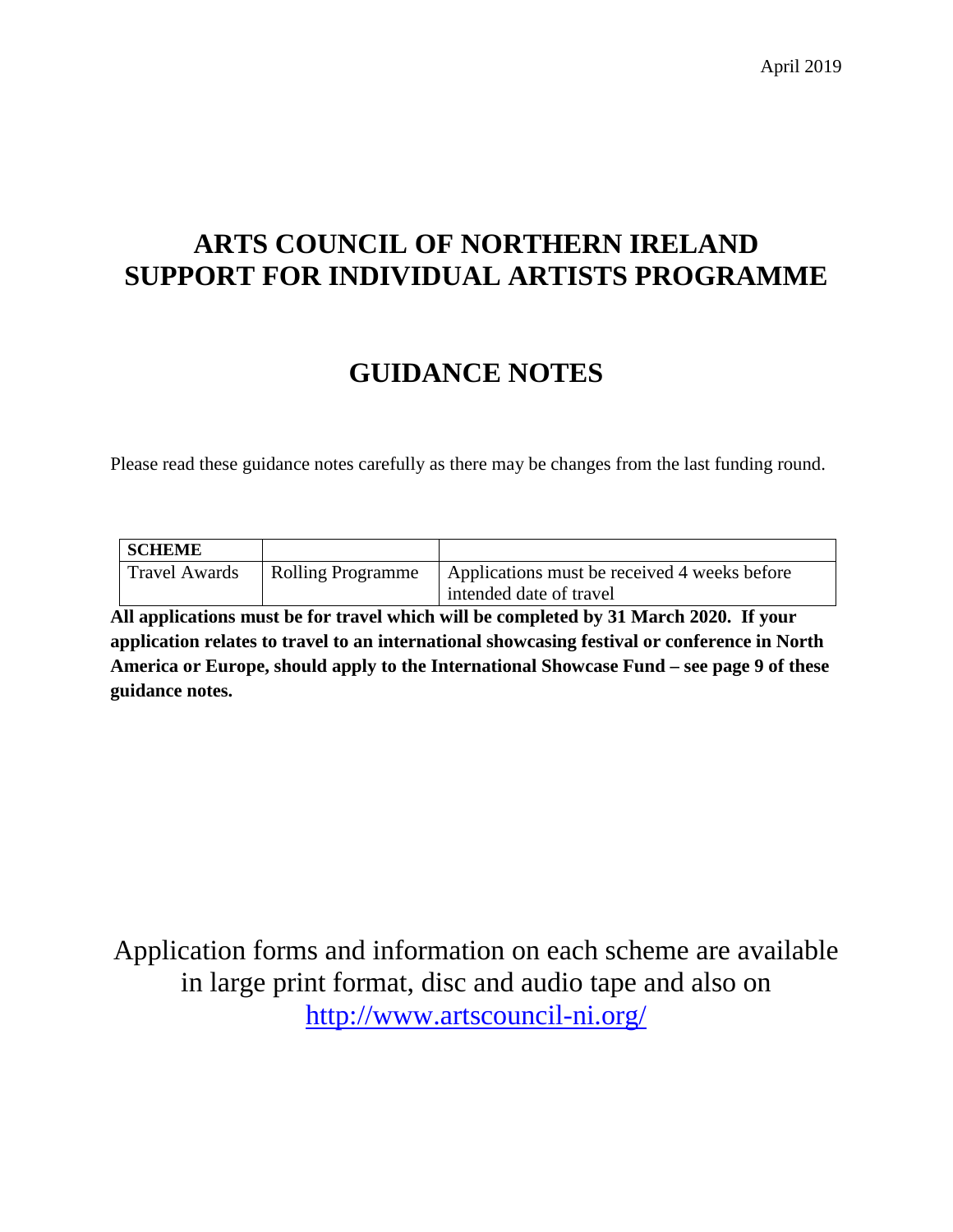April 2019

# ARTS COUNCIL OF NORTHERN IRELAND
# SUPPORT FOR INDIVIDUAL ARTISTS PROGRAMME

## GUIDANCE NOTES

Please read these guidance notes carefully as there may be changes from the last funding round.

| SCHEME | | |
|---|---|---|
| Travel Awards | Rolling Programme | Applications must be received 4 weeks before intended date of travel |

**All applications must be for travel which will be completed by 31 March 2020. If your application relates to travel to an international showcasing festival or conference in North America or Europe, should apply to the International Showcase Fund – see page 9 of these guidance notes.**

Application forms and information on each scheme are available in large print format, disc and audio tape and also on [http://www.artscouncil-ni.org/](http://www.artscouncil-ni.org/)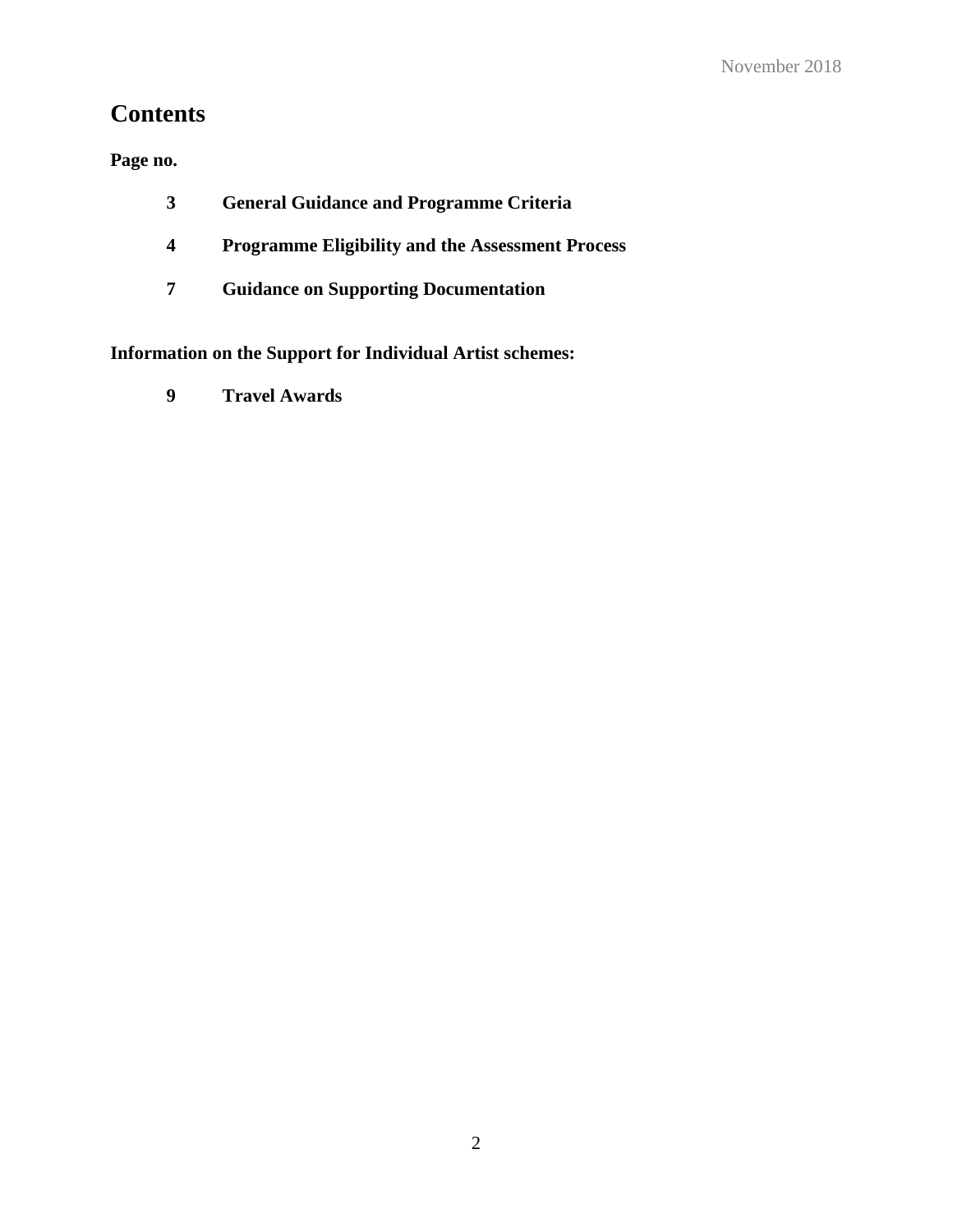# Contents

**Page no.**

| | |
|---|---|
| **3** | **General Guidance and Programme Criteria** |
| **4** | **Programme Eligibility and the Assessment Process** |
| **7** | **Guidance on Supporting Documentation** |

**Information on the Support for Individual Artist schemes:**

| | |
|---|---|
| **9** | **Travel Awards** |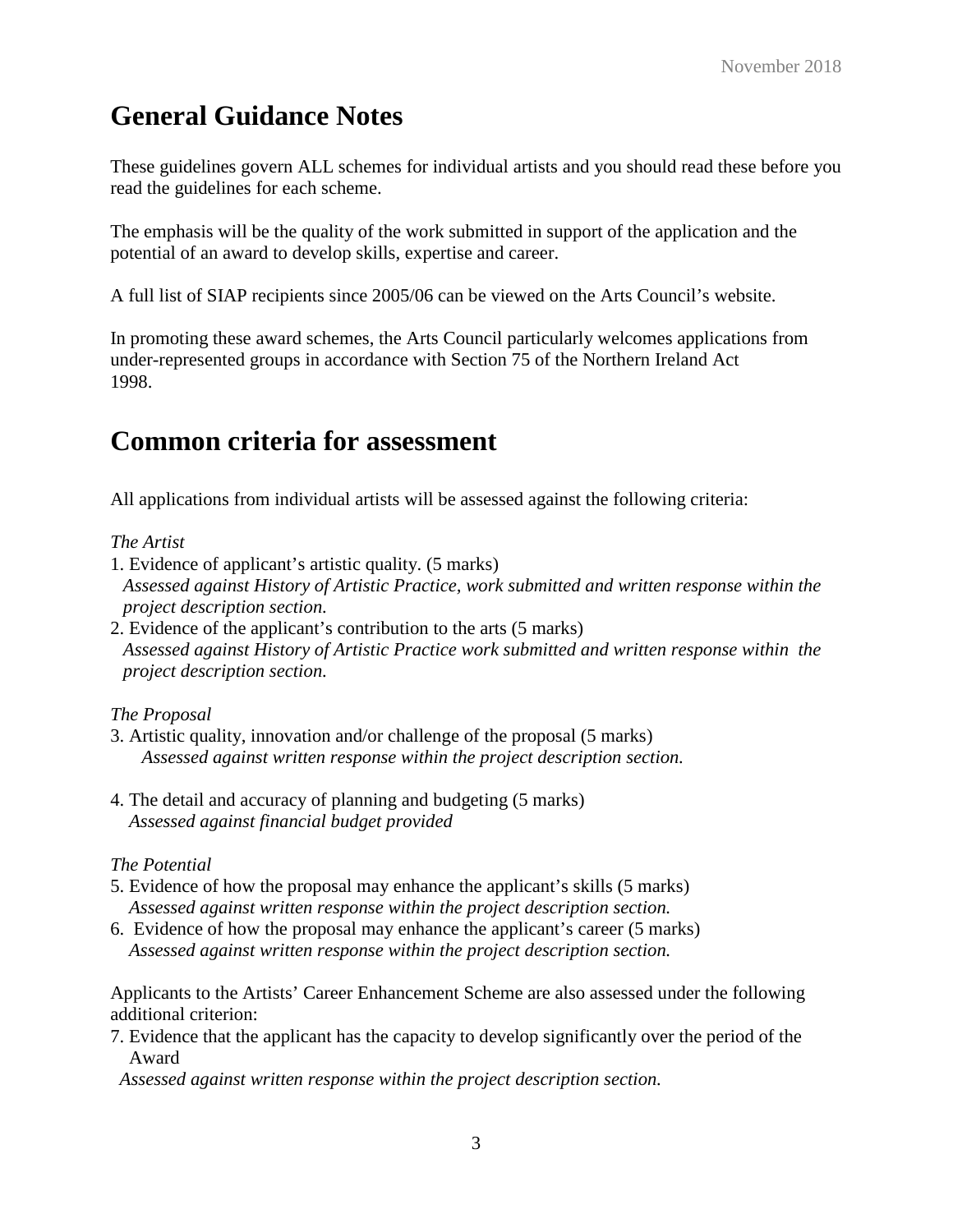# General Guidance Notes

These guidelines govern ALL schemes for individual artists and you should read these before you read the guidelines for each scheme.

The emphasis will be the quality of the work submitted in support of the application and the potential of an award to develop skills, expertise and career.

A full list of SIAP recipients since 2005/06 can be viewed on the Arts Council's website.

In promoting these award schemes, the Arts Council particularly welcomes applications from under-represented groups in accordance with Section 75 of the Northern Ireland Act 1998.

# Common criteria for assessment

All applications from individual artists will be assessed against the following criteria:

*The Artist*

1. Evidence of applicant's artistic quality. (5 marks)
   *Assessed against History of Artistic Practice, work submitted and written response within the project description section.*
2. Evidence of the applicant's contribution to the arts (5 marks)
   *Assessed against History of Artistic Practice work submitted and written response within the project description section.*

*The Proposal*

3. Artistic quality, innovation and/or challenge of the proposal (5 marks)
   *Assessed against written response within the project description section.*
4. The detail and accuracy of planning and budgeting (5 marks)
   *Assessed against financial budget provided*

*The Potential*

5. Evidence of how the proposal may enhance the applicant's skills (5 marks)
   *Assessed against written response within the project description section.*
6. Evidence of how the proposal may enhance the applicant's career (5 marks)
   *Assessed against written response within the project description section.*

Applicants to the Artists' Career Enhancement Scheme are also assessed under the following additional criterion:

7. Evidence that the applicant has the capacity to develop significantly over the period of the Award
   *Assessed against written response within the project description section.*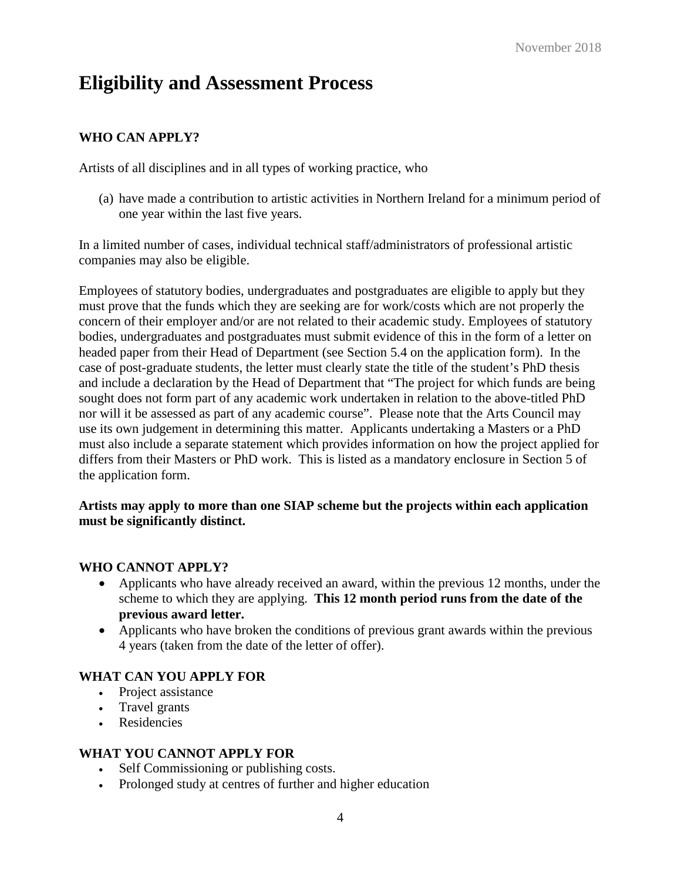# Eligibility and Assessment Process

### WHO CAN APPLY?

Artists of all disciplines and in all types of working practice, who

(a) have made a contribution to artistic activities in Northern Ireland for a minimum period of one year within the last five years.

In a limited number of cases, individual technical staff/administrators of professional artistic companies may also be eligible.

Employees of statutory bodies, undergraduates and postgraduates are eligible to apply but they must prove that the funds which they are seeking are for work/costs which are not properly the concern of their employer and/or are not related to their academic study. Employees of statutory bodies, undergraduates and postgraduates must submit evidence of this in the form of a letter on headed paper from their Head of Department (see Section 5.4 on the application form). In the case of post-graduate students, the letter must clearly state the title of the student's PhD thesis and include a declaration by the Head of Department that "The project for which funds are being sought does not form part of any academic work undertaken in relation to the above-titled PhD nor will it be assessed as part of any academic course". Please note that the Arts Council may use its own judgement in determining this matter. Applicants undertaking a Masters or a PhD must also include a separate statement which provides information on how the project applied for differs from their Masters or PhD work. This is listed as a mandatory enclosure in Section 5 of the application form.

**Artists may apply to more than one SIAP scheme but the projects within each application must be significantly distinct.**

### WHO CANNOT APPLY?

- Applicants who have already received an award, within the previous 12 months, under the scheme to which they are applying. **This 12 month period runs from the date of the previous award letter.**
- Applicants who have broken the conditions of previous grant awards within the previous 4 years (taken from the date of the letter of offer).

### WHAT CAN YOU APPLY FOR

- Project assistance
- Travel grants
- Residencies

### WHAT YOU CANNOT APPLY FOR

- Self Commissioning or publishing costs.
- Prolonged study at centres of further and higher education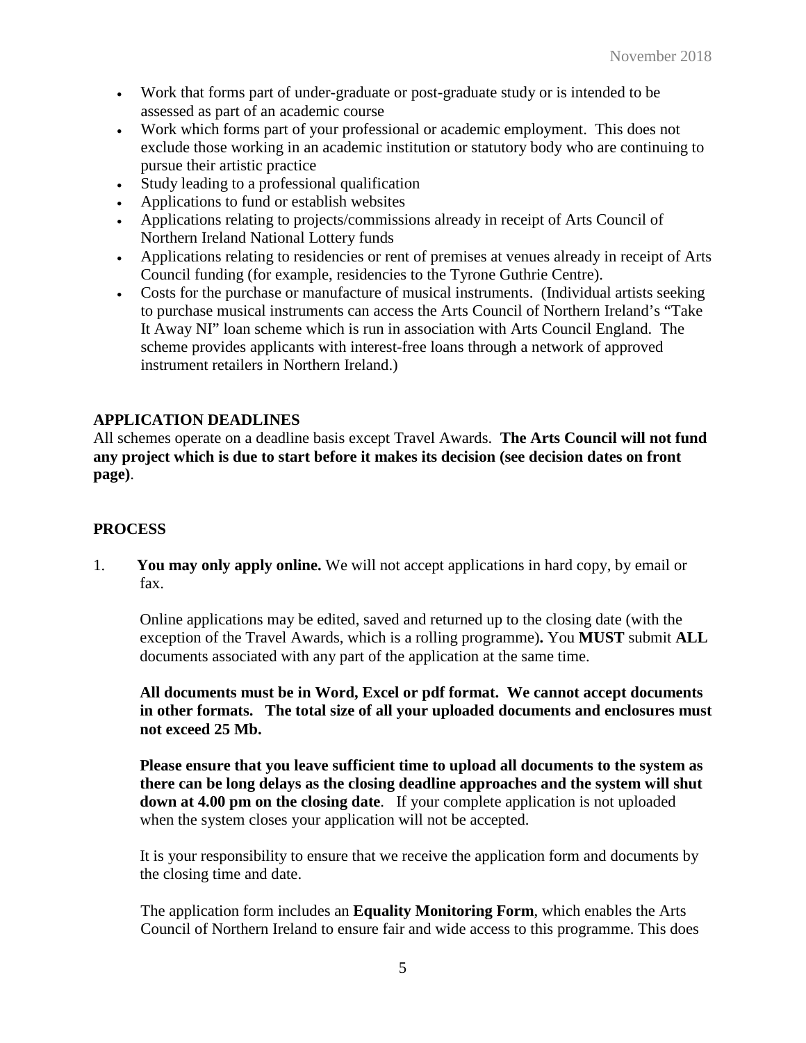- Work that forms part of under-graduate or post-graduate study or is intended to be assessed as part of an academic course
- Work which forms part of your professional or academic employment. This does not exclude those working in an academic institution or statutory body who are continuing to pursue their artistic practice
- Study leading to a professional qualification
- Applications to fund or establish websites
- Applications relating to projects/commissions already in receipt of Arts Council of Northern Ireland National Lottery funds
- Applications relating to residencies or rent of premises at venues already in receipt of Arts Council funding (for example, residencies to the Tyrone Guthrie Centre).
- Costs for the purchase or manufacture of musical instruments. (Individual artists seeking to purchase musical instruments can access the Arts Council of Northern Ireland's "Take It Away NI" loan scheme which is run in association with Arts Council England. The scheme provides applicants with interest-free loans through a network of approved instrument retailers in Northern Ireland.)

## APPLICATION DEADLINES

All schemes operate on a deadline basis except Travel Awards. **The Arts Council will not fund any project which is due to start before it makes its decision (see decision dates on front page)**.

## PROCESS

1. **You may only apply online.** We will not accept applications in hard copy, by email or fax.

   Online applications may be edited, saved and returned up to the closing date (with the exception of the Travel Awards, which is a rolling programme)**.** You **MUST** submit **ALL** documents associated with any part of the application at the same time.

   **All documents must be in Word, Excel or pdf format. We cannot accept documents in other formats. The total size of all your uploaded documents and enclosures must not exceed 25 Mb.**

   **Please ensure that you leave sufficient time to upload all documents to the system as there can be long delays as the closing deadline approaches and the system will shut down at 4.00 pm on the closing date**. If your complete application is not uploaded when the system closes your application will not be accepted.

   It is your responsibility to ensure that we receive the application form and documents by the closing time and date.

   The application form includes an **Equality Monitoring Form**, which enables the Arts Council of Northern Ireland to ensure fair and wide access to this programme. This does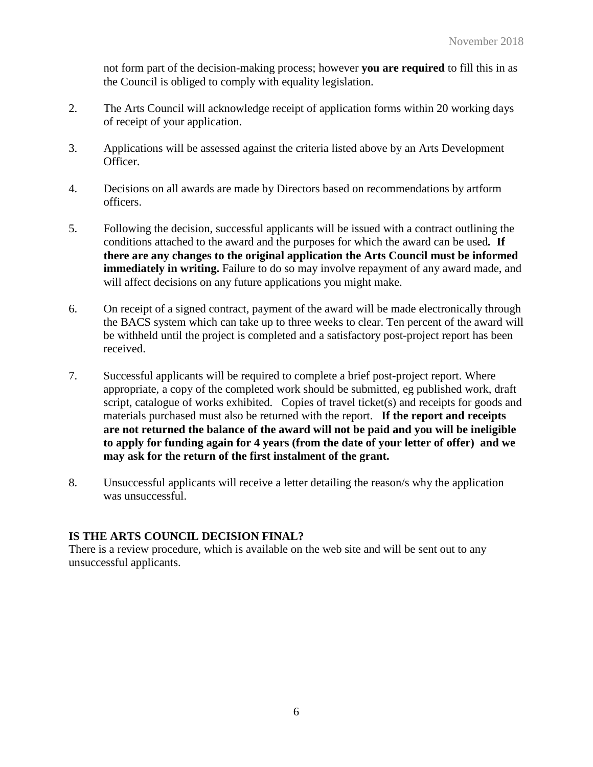not form part of the decision-making process; however **you are required** to fill this in as the Council is obliged to comply with equality legislation.

2. The Arts Council will acknowledge receipt of application forms within 20 working days of receipt of your application.

3. Applications will be assessed against the criteria listed above by an Arts Development Officer.

4. Decisions on all awards are made by Directors based on recommendations by artform officers.

5. Following the decision, successful applicants will be issued with a contract outlining the conditions attached to the award and the purposes for which the award can be used**. If there are any changes to the original application the Arts Council must be informed immediately in writing.** Failure to do so may involve repayment of any award made, and will affect decisions on any future applications you might make.

6. On receipt of a signed contract, payment of the award will be made electronically through the BACS system which can take up to three weeks to clear. Ten percent of the award will be withheld until the project is completed and a satisfactory post-project report has been received.

7. Successful applicants will be required to complete a brief post-project report. Where appropriate, a copy of the completed work should be submitted, eg published work, draft script, catalogue of works exhibited. Copies of travel ticket(s) and receipts for goods and materials purchased must also be returned with the report. **If the report and receipts are not returned the balance of the award will not be paid and you will be ineligible to apply for funding again for 4 years (from the date of your letter of offer) and we may ask for the return of the first instalment of the grant.**

8. Unsuccessful applicants will receive a letter detailing the reason/s why the application was unsuccessful.

**IS THE ARTS COUNCIL DECISION FINAL?**

There is a review procedure, which is available on the web site and will be sent out to any unsuccessful applicants.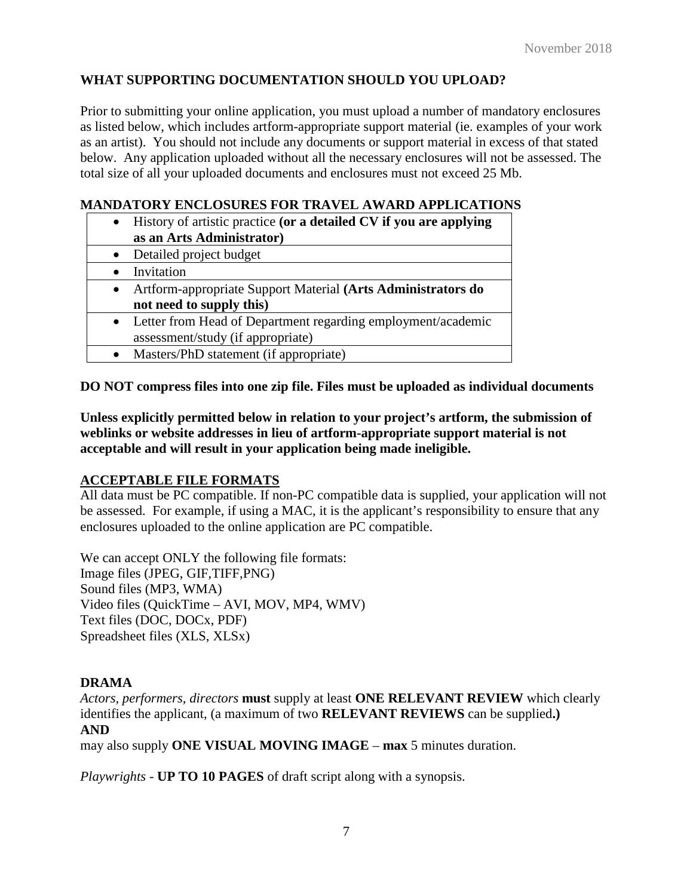## WHAT SUPPORTING DOCUMENTATION SHOULD YOU UPLOAD?

Prior to submitting your online application, you must upload a number of mandatory enclosures as listed below, which includes artform-appropriate support material (ie. examples of your work as an artist). You should not include any documents or support material in excess of that stated below. Any application uploaded without all the necessary enclosures will not be assessed. The total size of all your uploaded documents and enclosures must not exceed 25 Mb.

### MANDATORY ENCLOSURES FOR TRAVEL AWARD APPLICATIONS

| |
|---|
| • History of artistic practice **(or a detailed CV if you are applying as an Arts Administrator)** |
| • Detailed project budget |
| • Invitation |
| • Artform-appropriate Support Material **(Arts Administrators do not need to supply this)** |
| • Letter from Head of Department regarding employment/academic assessment/study (if appropriate) |
| • Masters/PhD statement (if appropriate) |

**DO NOT compress files into one zip file. Files must be uploaded as individual documents**

**Unless explicitly permitted below in relation to your project's artform, the submission of weblinks or website addresses in lieu of artform-appropriate support material is not acceptable and will result in your application being made ineligible.**

### ACCEPTABLE FILE FORMATS

All data must be PC compatible. If non-PC compatible data is supplied, your application will not be assessed. For example, if using a MAC, it is the applicant's responsibility to ensure that any enclosures uploaded to the online application are PC compatible.

We can accept ONLY the following file formats:
Image files (JPEG, GIF,TIFF,PNG)
Sound files (MP3, WMA)
Video files (QuickTime – AVI, MOV, MP4, WMV)
Text files (DOC, DOCx, PDF)
Spreadsheet files (XLS, XLSx)

### DRAMA

*Actors, performers, directors* **must** supply at least **ONE RELEVANT REVIEW** which clearly identifies the applicant, (a maximum of two **RELEVANT REVIEWS** can be supplied**.)**
**AND**
may also supply **ONE VISUAL MOVING IMAGE** – **max** 5 minutes duration.

*Playwrights* - **UP TO 10 PAGES** of draft script along with a synopsis.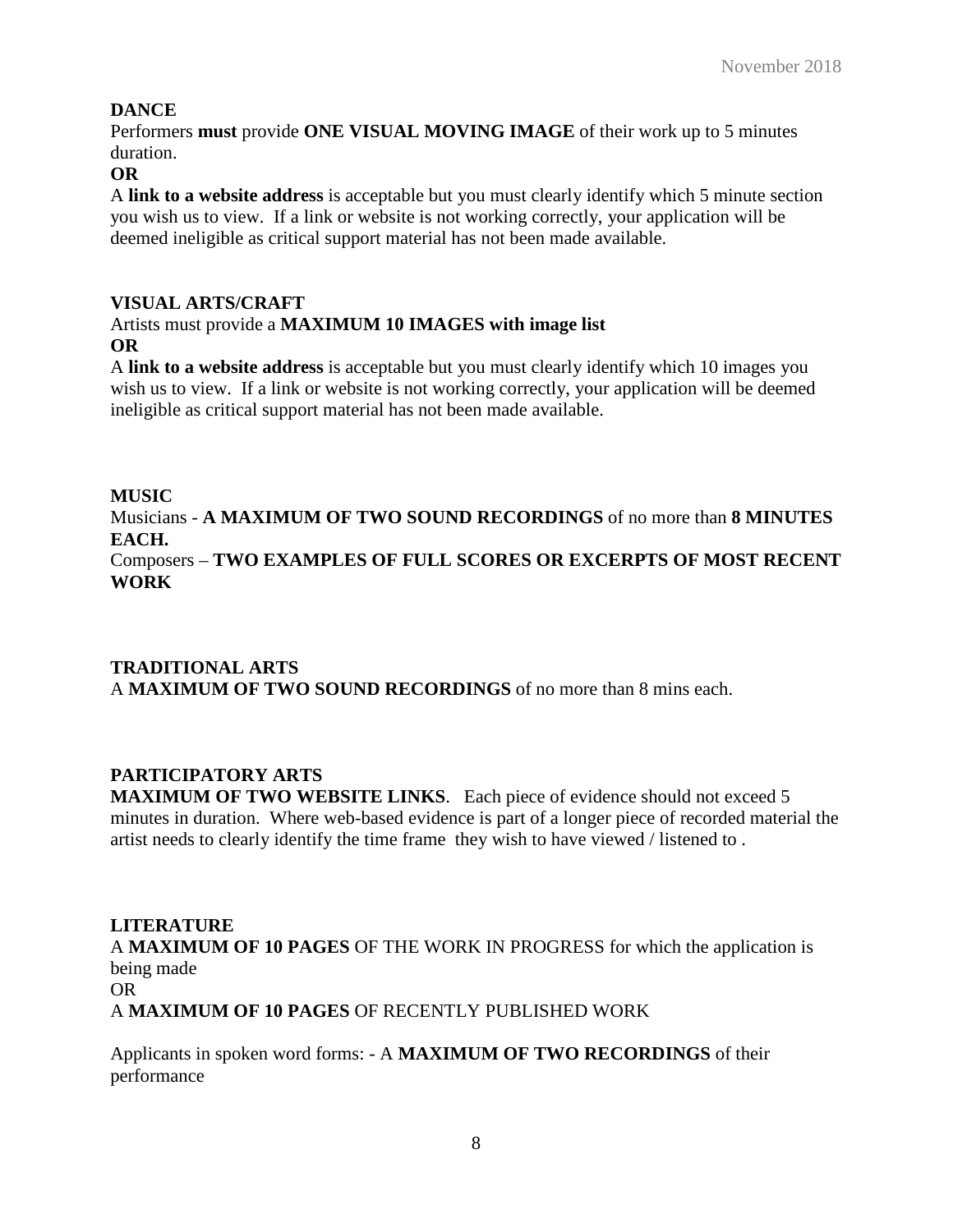**DANCE**

Performers **must** provide **ONE VISUAL MOVING IMAGE** of their work up to 5 minutes duration.

**OR**

A **link to a website address** is acceptable but you must clearly identify which 5 minute section you wish us to view. If a link or website is not working correctly, your application will be deemed ineligible as critical support material has not been made available.

**VISUAL ARTS/CRAFT**

Artists must provide a **MAXIMUM 10 IMAGES with image list**

**OR**

A **link to a website address** is acceptable but you must clearly identify which 10 images you wish us to view. If a link or website is not working correctly, your application will be deemed ineligible as critical support material has not been made available.

**MUSIC**

Musicians - **A MAXIMUM OF TWO SOUND RECORDINGS** of no more than **8 MINUTES EACH.**

Composers – **TWO EXAMPLES OF FULL SCORES OR EXCERPTS OF MOST RECENT WORK**

**TRADITIONAL ARTS**

A **MAXIMUM OF TWO SOUND RECORDINGS** of no more than 8 mins each.

**PARTICIPATORY ARTS**

**MAXIMUM OF TWO WEBSITE LINKS**. Each piece of evidence should not exceed 5 minutes in duration. Where web-based evidence is part of a longer piece of recorded material the artist needs to clearly identify the time frame they wish to have viewed / listened to .

**LITERATURE**

A **MAXIMUM OF 10 PAGES** OF THE WORK IN PROGRESS for which the application is being made

OR

A **MAXIMUM OF 10 PAGES** OF RECENTLY PUBLISHED WORK

Applicants in spoken word forms: - A **MAXIMUM OF TWO RECORDINGS** of their performance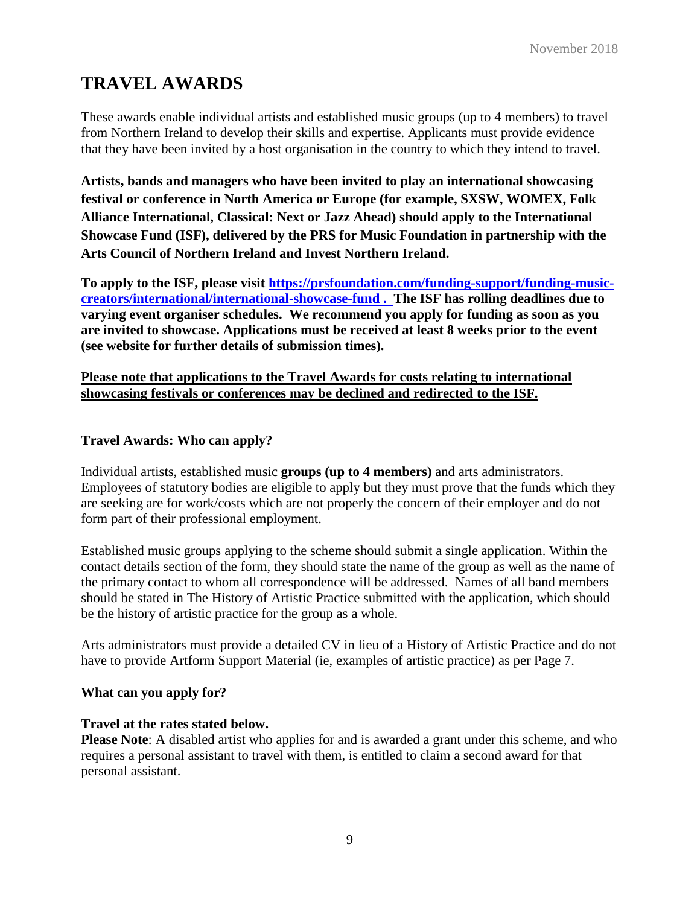# TRAVEL AWARDS

These awards enable individual artists and established music groups (up to 4 members) to travel from Northern Ireland to develop their skills and expertise. Applicants must provide evidence that they have been invited by a host organisation in the country to which they intend to travel.

**Artists, bands and managers who have been invited to play an international showcasing festival or conference in North America or Europe (for example, SXSW, WOMEX, Folk Alliance International, Classical: Next or Jazz Ahead) should apply to the International Showcase Fund (ISF), delivered by the PRS for Music Foundation in partnership with the Arts Council of Northern Ireland and Invest Northern Ireland.**

**To apply to the ISF, please visit [https://prsfoundation.com/funding-support/funding-music-creators/international/international-showcase-fund](https://prsfoundation.com/funding-support/funding-music-creators/international/international-showcase-fund) . The ISF has rolling deadlines due to varying event organiser schedules. We recommend you apply for funding as soon as you are invited to showcase. Applications must be received at least 8 weeks prior to the event (see website for further details of submission times).**

<u>**Please note that applications to the Travel Awards for costs relating to international showcasing festivals or conferences may be declined and redirected to the ISF.**</u>

### Travel Awards: Who can apply?

Individual artists, established music **groups (up to 4 members)** and arts administrators. Employees of statutory bodies are eligible to apply but they must prove that the funds which they are seeking are for work/costs which are not properly the concern of their employer and do not form part of their professional employment.

Established music groups applying to the scheme should submit a single application. Within the contact details section of the form, they should state the name of the group as well as the name of the primary contact to whom all correspondence will be addressed. Names of all band members should be stated in The History of Artistic Practice submitted with the application, which should be the history of artistic practice for the group as a whole.

Arts administrators must provide a detailed CV in lieu of a History of Artistic Practice and do not have to provide Artform Support Material (ie, examples of artistic practice) as per Page 7.

### What can you apply for?

**Travel at the rates stated below.**
**Please Note**: A disabled artist who applies for and is awarded a grant under this scheme, and who requires a personal assistant to travel with them, is entitled to claim a second award for that personal assistant.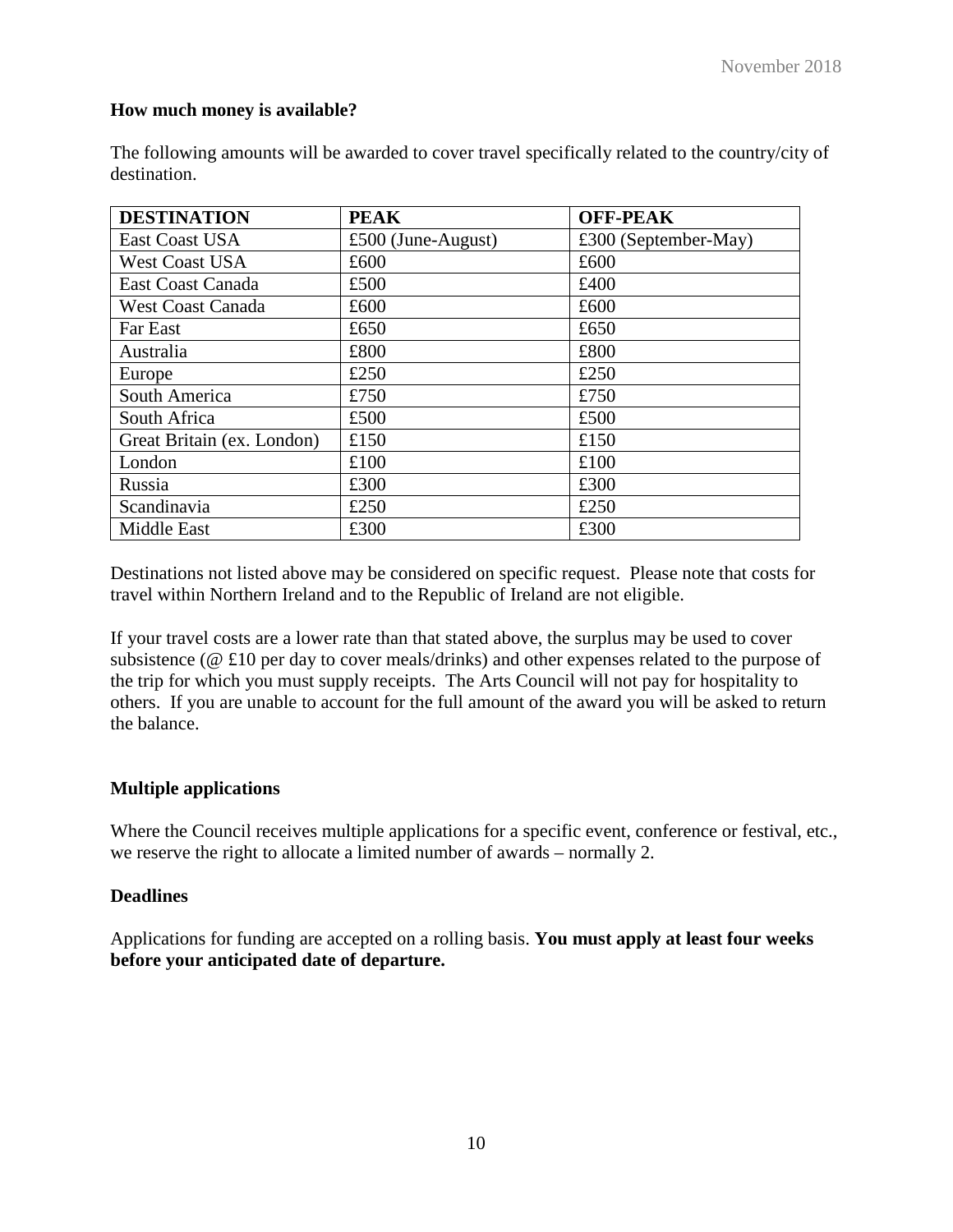**How much money is available?**

The following amounts will be awarded to cover travel specifically related to the country/city of destination.

| DESTINATION | PEAK | OFF-PEAK |
|---|---|---|
| East Coast USA | £500 (June-August) | £300 (September-May) |
| West Coast USA | £600 | £600 |
| East Coast Canada | £500 | £400 |
| West Coast Canada | £600 | £600 |
| Far East | £650 | £650 |
| Australia | £800 | £800 |
| Europe | £250 | £250 |
| South America | £750 | £750 |
| South Africa | £500 | £500 |
| Great Britain (ex. London) | £150 | £150 |
| London | £100 | £100 |
| Russia | £300 | £300 |
| Scandinavia | £250 | £250 |
| Middle East | £300 | £300 |

Destinations not listed above may be considered on specific request. Please note that costs for travel within Northern Ireland and to the Republic of Ireland are not eligible.

If your travel costs are a lower rate than that stated above, the surplus may be used to cover subsistence (@ £10 per day to cover meals/drinks) and other expenses related to the purpose of the trip for which you must supply receipts. The Arts Council will not pay for hospitality to others. If you are unable to account for the full amount of the award you will be asked to return the balance.

**Multiple applications**

Where the Council receives multiple applications for a specific event, conference or festival, etc., we reserve the right to allocate a limited number of awards – normally 2.

**Deadlines**

Applications for funding are accepted on a rolling basis. **You must apply at least four weeks before your anticipated date of departure.**